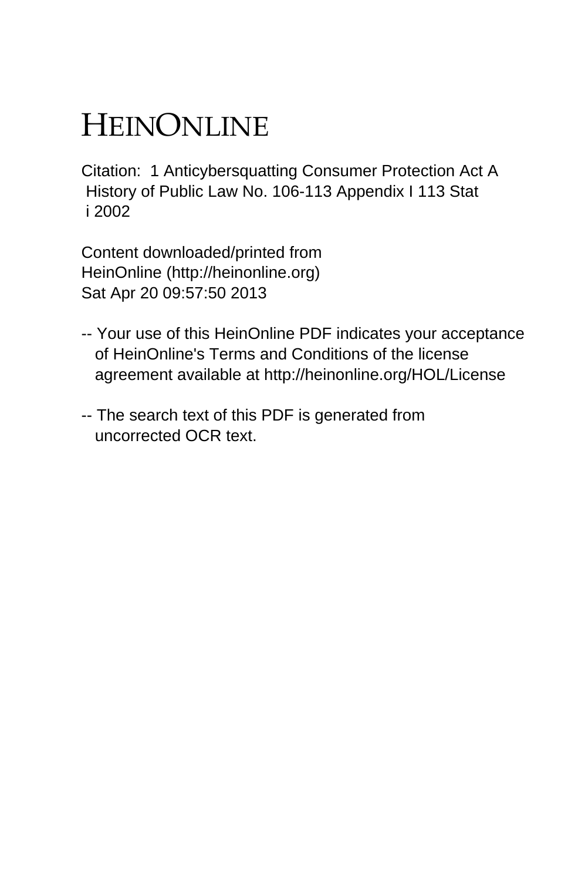# HEINONLINE

Citation: 1 Anticybersquatting Consumer Protection Act A History of Public Law No. 106-113 Appendix I 113 Stat i 2002

Content downloaded/printed from HeinOnline (http://heinonline.org) Sat Apr 20 09:57:50 2013

-- Your use of this HeinOnline PDF indicates your acceptance of HeinOnline's Terms and Conditions of the license agreement available at http://heinonline.org/HOL/License

-- The search text of this PDF is generated from uncorrected OCR text.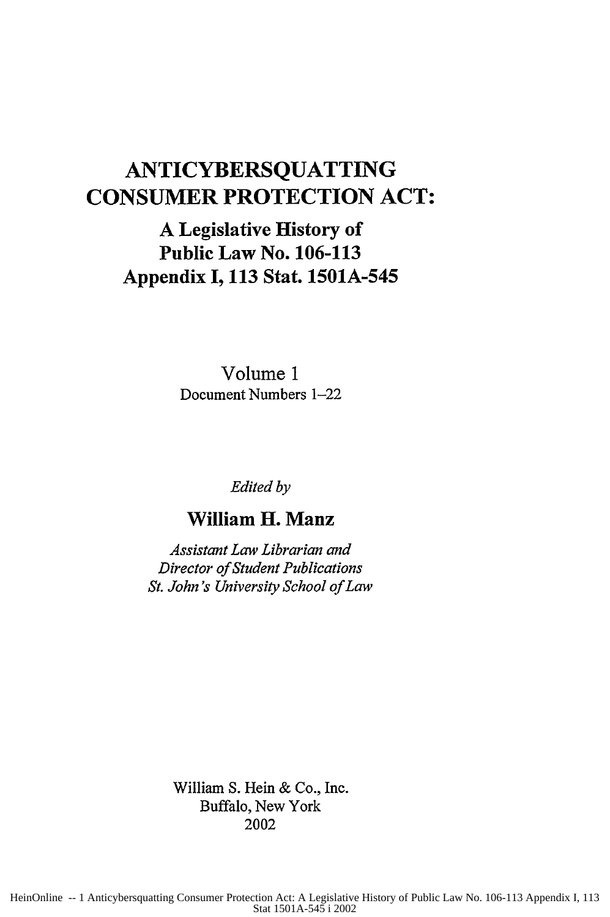# ANTICYBERSQUATTING CONSUMER PROTECTION ACT:

## A Legislative History of Public Law No. 106-113 Appendix I, 113 Stat. 1501A-545

Volume 1

Document Numbers 1–22

*Edited by*

**William H. Manz**

*Assistant Law Librarian and*
*Director of Student Publications*
*St. John's University School of Law*

William S. Hein & Co., Inc.
Buffalo, New York
2002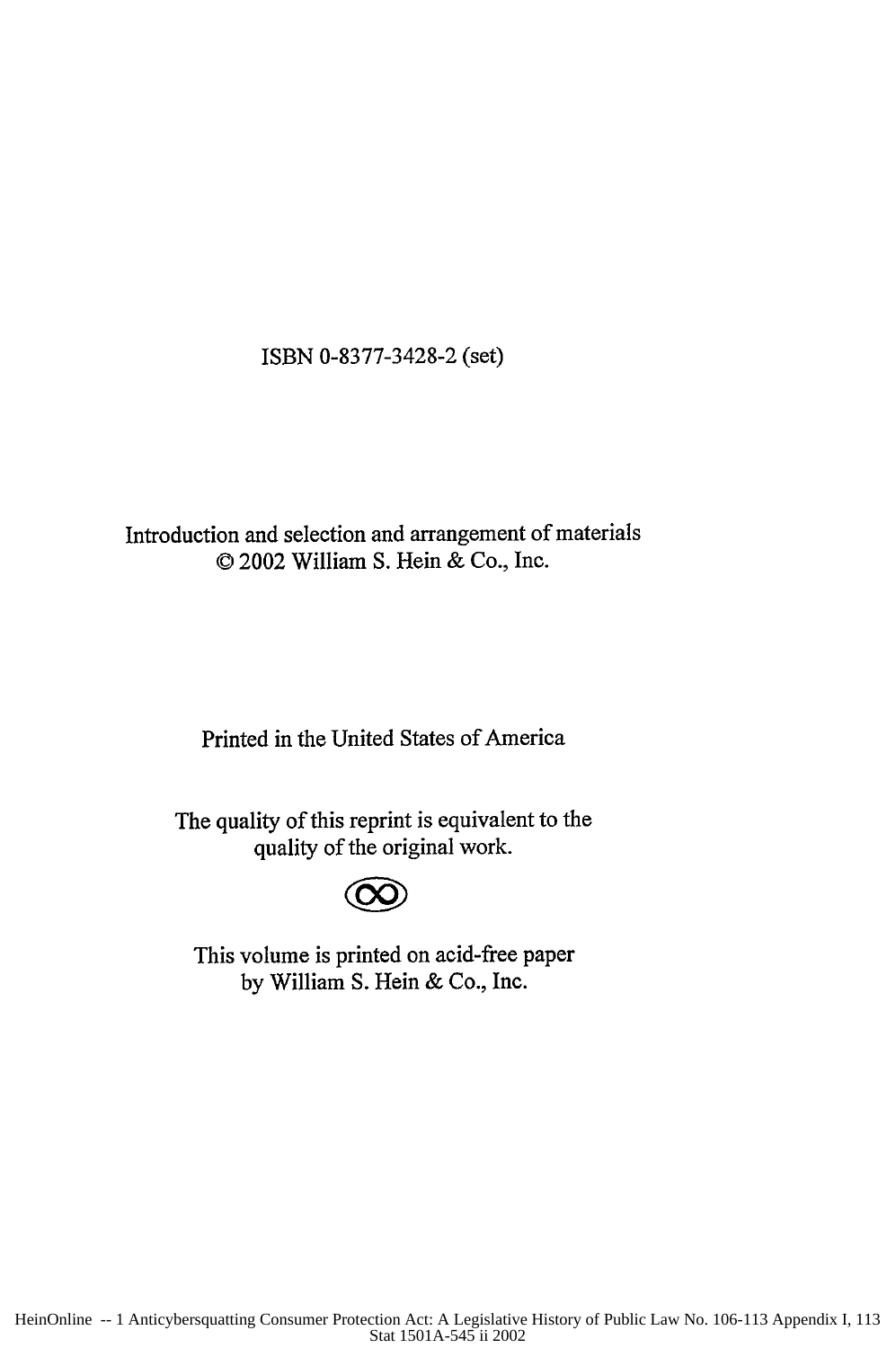ISBN 0-8377-3428-2 (set)

Introduction and selection and arrangement of materials
© 2002 William S. Hein & Co., Inc.

Printed in the United States of America

The quality of this reprint is equivalent to the quality of the original work.

∞

This volume is printed on acid-free paper by William S. Hein & Co., Inc.